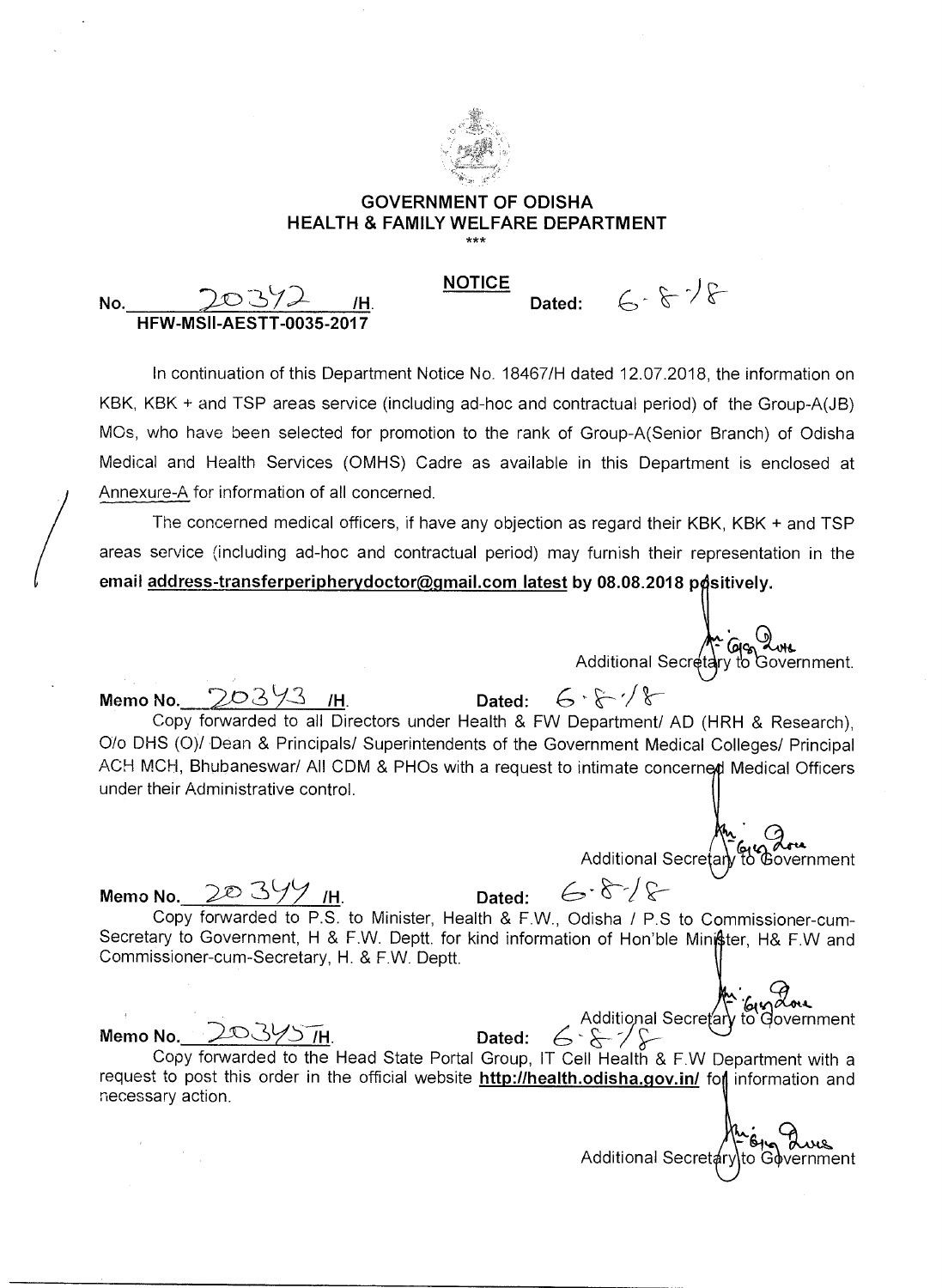# GOVERNMENT OF ODISHA
## HEALTH & FAMILY WELFARE DEPARTMENT

\*\*\*

**NOTICE**

No. 20342 /H.  Dated: 6.8.18

**HFW-MSII-AESTT-0035-2017**

In continuation of this Department Notice No. 18467/H dated 12.07.2018, the information on KBK, KBK + and TSP areas service (including ad-hoc and contractual period) of the Group-A(JB) MOs, who have been selected for promotion to the rank of Group-A(Senior Branch) of Odisha Medical and Health Services (OMHS) Cadre as available in this Department is enclosed at Annexure-A for information of all concerned.

The concerned medical officers, if have any objection as regard their KBK, KBK + and TSP areas service (including ad-hoc and contractual period) may furnish their representation in the **email address-transferperipherydoctor@gmail.com latest by 08.08.2018 positively.**

Additional Secretary to Government.

**Memo No.** 20343 **/H.**  **Dated:** 6.8.18

Copy forwarded to all Directors under Health & FW Department/ AD (HRH & Research), O/o DHS (O)/ Dean & Principals/ Superintendents of the Government Medical Colleges/ Principal ACH MCH, Bhubaneswar/ All CDM & PHOs with a request to intimate concerned Medical Officers under their Administrative control.

Additional Secretary to Government

**Memo No.** 20344 **/H.**  **Dated:** 6.8.18

Copy forwarded to P.S. to Minister, Health & F.W., Odisha / P.S to Commissioner-cum-Secretary to Government, H & F.W. Deptt. for kind information of Hon'ble Minister, H& F.W and Commissioner-cum-Secretary, H. & F.W. Deptt.

Additional Secretary to Government

**Memo No.** 20345 **/H.**  **Dated:** 6.8.18

Copy forwarded to the Head State Portal Group, IT Cell Health & F.W Department with a request to post this order in the official website **http://health.odisha.gov.in/** for information and necessary action.

Additional Secretary to Government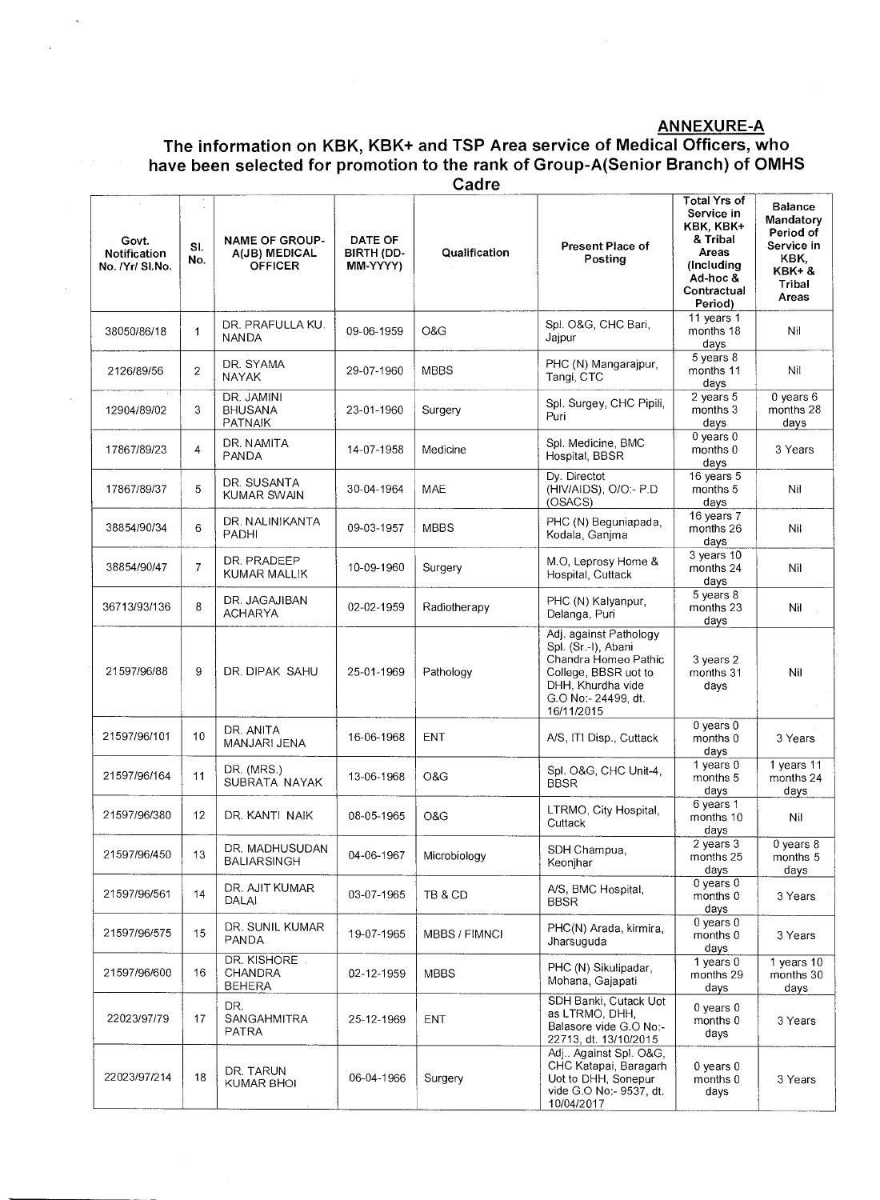## ANNEXURE-A

## The information on KBK, KBK+ and TSP Area service of Medical Officers, who have been selected for promotion to the rank of Group-A(Senior Branch) of OMHS Cadre

| Govt. Notification No. /Yr/ Sl.No. | Sl. No. | NAME OF GROUP-A(JB) MEDICAL OFFICER | DATE OF BIRTH (DD-MM-YYYY) | Qualification | Present Place of Posting | Total Yrs of Service in KBK, KBK+ & Tribal Areas (Including Ad-hoc & Contractual Period) | Balance Mandatory Period of Service in KBK, KBK+ & Tribal Areas |
|---|---|---|---|---|---|---|---|
| 38050/86/18 | 1 | DR. PRAFULLA KU. NANDA | 09-06-1959 | O&G | Spl. O&G, CHC Bari, Jajpur | 11 years 1 months 18 days | Nil |
| 2126/89/56 | 2 | DR. SYAMA NAYAK | 29-07-1960 | MBBS | PHC (N) Mangarajpur, Tangi, CTC | 5 years 8 months 11 days | Nil |
| 12904/89/02 | 3 | DR. JAMINI BHUSANA PATNAIK | 23-01-1960 | Surgery | Spl. Surgey, CHC Pipili, Puri | 2 years 5 months 3 days | 0 years 6 months 28 days |
| 17867/89/23 | 4 | DR. NAMITA PANDA | 14-07-1958 | Medicine | Spl. Medicine, BMC Hospital, BBSR | 0 years 0 months 0 days | 3 Years |
| 17867/89/37 | 5 | DR. SUSANTA KUMAR SWAIN | 30-04-1964 | MAE | Dy. Directot (HIV/AIDS), O/O:- P.D (OSACS) | 16 years 5 months 5 days | Nil |
| 38854/90/34 | 6 | DR. NALINIKANTA PADHI | 09-03-1957 | MBBS | PHC (N) Beguniapada, Kodala, Ganjma | 16 years 7 months 26 days | Nil |
| 38854/90/47 | 7 | DR. PRADEEP KUMAR MALLIK | 10-09-1960 | Surgery | M.O, Leprosy Home & Hospital, Cuttack | 3 years 10 months 24 days | Nil |
| 36713/93/136 | 8 | DR. JAGAJIBAN ACHARYA | 02-02-1959 | Radiotherapy | PHC (N) Kalyanpur, Delanga, Puri | 5 years 8 months 23 days | Nil |
| 21597/96/88 | 9 | DR. DIPAK SAHU | 25-01-1969 | Pathology | Adj. against Pathology Spl. (Sr.-I), Abani Chandra Homeo Pathic College, BBSR uot to DHH, Khurdha vide G.O No:- 24499, dt. 16/11/2015 | 3 years 2 months 31 days | Nil |
| 21597/96/101 | 10 | DR. ANITA MANJARI JENA | 16-06-1968 | ENT | A/S, ITI Disp., Cuttack | 0 years 0 months 0 days | 3 Years |
| 21597/96/164 | 11 | DR. (MRS.) SUBRATA NAYAK | 13-06-1968 | O&G | Spl. O&G, CHC Unit-4, BBSR | 1 years 0 months 5 days | 1 years 11 months 24 days |
| 21597/96/380 | 12 | DR. KANTI NAIK | 08-05-1965 | O&G | LTRMO, City Hospital, Cuttack | 6 years 1 months 10 days | Nil |
| 21597/96/450 | 13 | DR. MADHUSUDAN BALIARSINGH | 04-06-1967 | Microbiology | SDH Champua, Keonjhar | 2 years 3 months 25 days | 0 years 8 months 5 days |
| 21597/96/561 | 14 | DR. AJIT KUMAR DALAI | 03-07-1965 | TB & CD | A/S, BMC Hospital, BBSR | 0 years 0 months 0 days | 3 Years |
| 21597/96/575 | 15 | DR. SUNIL KUMAR PANDA | 19-07-1965 | MBBS / FIMNCI | PHC(N) Arada, kirmira, Jharsuguda | 0 years 0 months 0 days | 3 Years |
| 21597/96/600 | 16 | DR. KISHORE CHANDRA BEHERA | 02-12-1959 | MBBS | PHC (N) Sikulipadar, Mohana, Gajapati | 1 years 0 months 29 days | 1 years 10 months 30 days |
| 22023/97/79 | 17 | DR. SANGAHMITRA PATRA | 25-12-1969 | ENT | SDH Banki, Cuttack Uot as LTRMO, DHH, Balasore vide G.O No:- 22713, dt. 13/10/2015 | 0 years 0 months 0 days | 3 Years |
| 22023/97/214 | 18 | DR. TARUN KUMAR BHOI | 06-04-1966 | Surgery | Adj.. Against Spl. O&G, CHC Katapai, Baragarh Uot to DHH, Sonepur vide G.O No:- 9537, dt. 10/04/2017 | 0 years 0 months 0 days | 3 Years |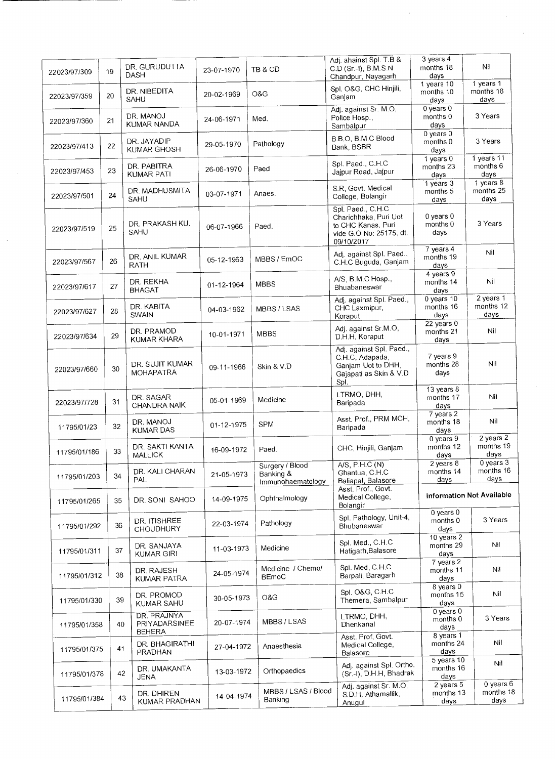| | | | | | | | |
|---|---|---|---|---|---|---|---|
| 22023/97/309 | 19 | DR. GURUDUTTA DASH | 23-07-1970 | TB & CD | Adj. ahainst Spl. T.B & C.D (Sr.-I), B.M.S.N Chandpur, Nayagarh | 3 years 4 months 18 days | Nil |
| 22023/97/359 | 20 | DR. NIBEDITA SAHU | 20-02-1969 | O&G | Spl. O&G, CHC Hinjili, Ganjam | 1 years 10 months 10 days | 1 years 1 months 18 days |
| 22023/97/360 | 21 | DR. MANOJ KUMAR NANDA | 24-06-1971 | Med. | Adj. against Sr. M.O, Police Hosp., Sambalpur | 0 years 0 months 0 days | 3 Years |
| 22023/97/413 | 22 | DR. JAYADIP KUMAR GHOSH | 29-05-1970 | Pathology | B.B.O, B.M.C Blood Bank, BSBR | 0 years 0 months 0 days | 3 Years |
| 22023/97/453 | 23 | DR. PABITRA KUMAR PATI | 26-06-1970 | Paed | Spl. Paed., C.H.C Jajpur Road, Jajpur | 1 years 0 months 23 days | 1 years 11 months 6 days |
| 22023/97/501 | 24 | DR. MADHUSMITA SAHU | 03-07-1971 | Anaes. | S.R, Govt. Medical College, Bolangir | 1 years 3 months 5 days | 1 years 8 months 25 days |
| 22023/97/519 | 25 | DR. PRAKASH KU. SAHU | 06-07-1966 | Paed. | Spl. Paed., C.H.C Charichhaka, Puri Uot to CHC Kanas, Puri vide G.O No: 25175, dt. 09/10/2017 | 0 years 0 months 0 days | 3 Years |
| 22023/97/567 | 26 | DR. ANIL KUMAR RATH | 05-12-1963 | MBBS / EmOC | Adj. against Spl. Paed., C.H.C Buguda, Ganjam | 7 years 4 months 19 days | Nil |
| 22023/97/617 | 27 | DR. REKHA BHAGAT | 01-12-1964 | MBBS | A/S, B.M.C Hosp., Bhuabaneswar | 4 years 9 months 14 days | Nil |
| 22023/97/627 | 28 | DR. KABITA SWAIN | 04-03-1962 | MBBS / LSAS | Adj. against Spl. Paed., CHC Laxmipur, Koraput | 0 years 10 months 16 days | 2 years 1 months 12 days |
| 22023/97/634 | 29 | DR. PRAMOD KUMAR KHARA | 10-01-1971 | MBBS | Adj. against Sr.M.O, D.H.H, Koraput | 22 years 0 months 21 days | Nil |
| 22023/97/660 | 30 | DR. SUJIT KUMAR MOHAPATRA | 09-11-1966 | Skin & V.D | Adj. against Spl. Paed., C.H.C, Adapada, Ganjam Uot to DHH, Gajapati as Skin & V.D Spl. | 7 years 9 months 28 days | Nil |
| 22023/97/728 | 31 | DR. SAGAR CHANDRA NAIK | 05-01-1969 | Medicine | LTRMO, DHH, Baripada | 13 years 8 months 17 days | Nil |
| 11795/01/23 | 32 | DR. MANOJ KUMAR DAS | 01-12-1975 | SPM | Asst. Prof., PRM MCH, Baripada | 7 years 2 months 18 days | Nil |
| 11795/01/186 | 33 | DR. SAKTI KANTA MALLICK | 16-09-1972 | Paed. | CHC, Hinjili, Ganjam | 0 years 9 months 12 days | 2 years 2 months 19 days |
| 11795/01/203 | 34 | DR. KALI CHARAN PAL | 21-05-1973 | Surgery / Blood Banking & Immunohaematology | A/S, P.H.C (N) Ghantua, C.H.C Baliapal, Balasore | 2 years 8 months 14 days | 0 years 3 months 16 days |
| 11795/01/265 | 35 | DR. SONI SAHOO | 14-09-1975 | Ophthalmology | Asst. Prof., Govt. Medical College, Bolangir | **Information Not Available** | |
| 11795/01/292 | 36 | DR. ITISHREE CHOUDHURY | 22-03-1974 | Pathology | Spl. Pathology, Unit-4, Bhubaneswar | 0 years 0 months 0 days | 3 Years |
| 11795/01/311 | 37 | DR. SANJAYA KUMAR GIRI | 11-03-1973 | Medicine | Spl. Med., C.H.C Hatigarh,Balasore | 10 years 2 months 29 days | Nil |
| 11795/01/312 | 38 | DR. RAJESH KUMAR PATRA | 24-05-1974 | Medicine / Chemo/ BEmoC | Spl. Med, C.H.C Barpali, Baragarh | 7 years 2 months 11 days | Nil |
| 11795/01/330 | 39 | DR. PROMOD KUMAR SAHU | 30-05-1973 | O&G | Spl. O&G, C.H.C Themera, Sambalpur | 8 years 0 months 15 days | Nil |
| 11795/01/358 | 40 | DR. PRAJNYA PRIYADARSINEE BEHERA | 20-07-1974 | MBBS / LSAS | LTRMO, DHH, Dhenkanal | 0 years 0 months 0 days | 3 Years |
| 11795/01/375 | 41 | DR. BHAGIRATHI PRADHAN | 27-04-1972 | Anaesthesia | Asst. Prof, Govt. Medical College, Balasore | 8 years 1 months 24 days | Nil |
| 11795/01/378 | 42 | DR. UMAKANTA JENA | 13-03-1972 | Orthopaedics | Adj. against Spl. Ortho. (Sr.-I), D.H.H, Bhadrak | 5 years 10 months 16 days | Nil |
| 11795/01/384 | 43 | DR. DHIREN KUMAR PRADHAN | 14-04-1974 | MBBS / LSAS / Blood Banking | Adj. against Sr. M.O, S.D.H, Athamallik, Anugul | 2 years 5 months 13 days | 0 years 6 months 18 days |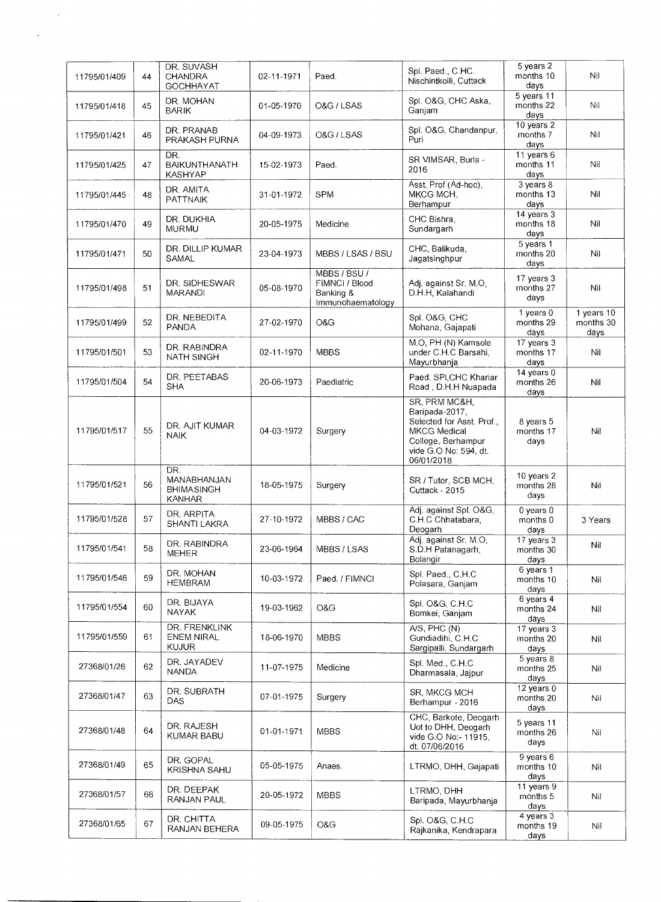| | | | | | | | |
|---|---|---|---|---|---|---|---|
| 11795/01/409 | 44 | DR. SUVASH CHANDRA GOCHHAYAT | 02-11-1971 | Paed. | Spl. Paed., C.HC. Nischintkoili, Cuttack | 5 years 2 months 10 days | Nil |
| 11795/01/418 | 45 | DR. MOHAN BARIK | 01-05-1970 | O&G / LSAS | Spl. O&G, CHC Aska, Ganjam | 5 years 11 months 22 days | Nil |
| 11795/01/421 | 46 | DR. PRANAB PRAKASH PURNA | 04-09-1973 | O&G / LSAS | Spl. O&G, Chandanpur, Puri | 10 years 2 months 7 days | Nil |
| 11795/01/425 | 47 | DR. BAIKUNTHANATH KASHYAP | 15-02-1973 | Paed. | SR VIMSAR, Burla - 2016 | 11 years 6 months 11 days | Nil |
| 11795/01/445 | 48 | DR. AMITA PATTNAIK | 31-01-1972 | SPM | Asst. Prof (Ad-hoc), MKCG MCH, Berhampur | 3 years 8 months 13 days | Nil |
| 11795/01/470 | 49 | DR. DUKHIA MURMU | 20-05-1975 | Medicine | CHC Bishra, Sundargarh | 14 years 3 months 18 days | Nil |
| 11795/01/471 | 50 | DR. DILLIP KUMAR SAMAL | 23-04-1973 | MBBS / LSAS / BSU | CHC, Balikuda, Jagatsinghpur | 5 years 1 months 20 days | Nil |
| 11795/01/498 | 51 | DR. SIDHESWAR MARANDI | 05-08-1970 | MBBS / BSU / FIMNCI / Blood Banking & Immunohaematology | Adj. against Sr. M.O, D.H.H, Kalahandi | 17 years 3 months 27 days | Nil |
| 11795/01/499 | 52 | DR. NEBEDITA PANDA | 27-02-1970 | O&G | Spl. O&G, CHC Mohana, Gajapati | 1 years 0 months 29 days | 1 years 10 months 30 days |
| 11795/01/501 | 53 | DR. RABINDRA NATH SINGH | 02-11-1970 | MBBS | M.O, PH (N) Kamsole under C.H.C Barsahi, Mayurbhanja | 17 years 3 months 17 days | Nil |
| 11795/01/504 | 54 | DR. PEETABAS SHA | 20-06-1973 | Paediatric | Paed. SPl,CHC Khariar Road , D.H.H Nuapada | 14 years 0 months 26 days | Nil |
| 11795/01/517 | 55 | DR. AJIT KUMAR NAIK | 04-03-1972 | Surgery | SR, PRM MC&H, Baripada-2017, Selected for Asst. Prof., MKCG Medical College, Berhampur vide G.O No: 594, dt. 06/01/2018 | 8 years 5 months 17 days | Nil |
| 11795/01/521 | 56 | DR. MANABHANJAN BHIMASINGH KANHAR | 18-05-1975 | Surgery | SR / Tutor, SCB MCH, Cuttack - 2015 | 10 years 2 months 28 days | Nil |
| 11795/01/528 | 57 | DR. ARPITA SHANTI LAKRA | 27-10-1972 | MBBS / CAC | Adj. against Spl. O&G, C.H.C Chhatabara, Deogarh | 0 years 0 months 0 days | 3 Years |
| 11795/01/541 | 58 | DR. RABINDRA MEHER | 23-06-1964 | MBBS / LSAS | Adj. against Sr. M.O, S.D.H Patanagarh, Bolangir | 17 years 3 months 30 days | Nil |
| 11795/01/546 | 59 | DR. MOHAN HEMBRAM | 10-03-1972 | Paed. / FIMNCI | Spl. Paed., C.H.C Polasara, Ganjam | 6 years 1 months 10 days | Nil |
| 11795/01/554 | 60 | DR. BIJAYA NAYAK | 19-03-1962 | O&G | Spl. O&G, C.H.C Bomkei, Ganjam | 6 years 4 months 24 days | Nil |
| 11795/01/559 | 61 | DR. FRENKLINK ENEM NIRAL KUJUR | 18-06-1970 | MBBS | A/S, PHC (N) Gundiadihi, C.H.C Sargipalli, Sundargarh | 17 years 3 months 20 days | Nil |
| 27368/01/26 | 62 | DR. JAYADEV NANDA | 11-07-1975 | Medicine | Spl. Med., C.H.C Dharmasala, Jajpur | 5 years 8 months 25 days | Nil |
| 27368/01/47 | 63 | DR. SUBRATH DAS | 07-01-1975 | Surgery | SR, MKCG MCH Berhampur - 2016 | 12 years 0 months 20 days | Nil |
| 27368/01/48 | 64 | DR. RAJESH KUMAR BABU | 01-01-1971 | MBBS | CHC, Barkote, Deogarh Uot to DHH, Deogarh vide G.O No:- 11915, dt. 07/06/2016 | 5 years 11 months 26 days | Nil |
| 27368/01/49 | 65 | DR. GOPAL KRISHNA SAHU | 05-05-1975 | Anaes. | LTRMO, DHH, Gajapati | 9 years 6 months 10 days | Nil |
| 27368/01/57 | 66 | DR. DEEPAK RANJAN PAUL | 20-05-1972 | MBBS | LTRMO, DHH Baripada, Mayurbhanja | 11 years 9 months 5 days | Nil |
| 27368/01/65 | 67 | DR. CHITTA RANJAN BEHERA | 09-05-1975 | O&G | Spl. O&G, C.H.C Rajkanika, Kendrapara | 4 years 3 months 19 days | Nil |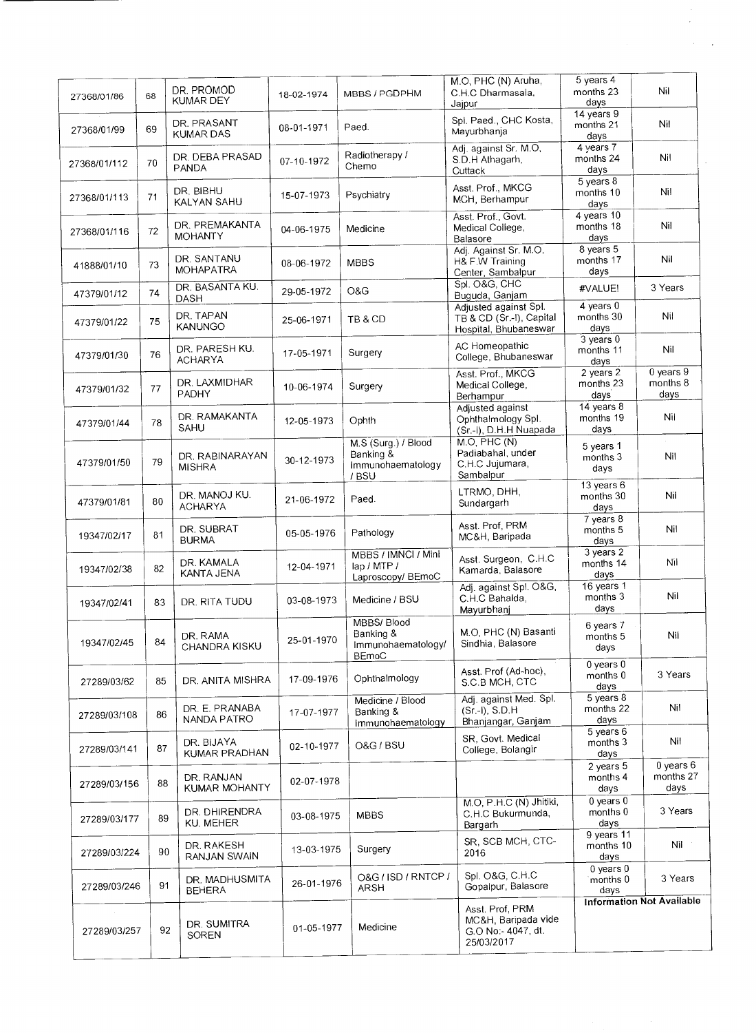| | | | | | | | |
|---|---|---|---|---|---|---|---|
| 27368/01/86 | 68 | DR. PROMOD KUMAR DEY | 18-02-1974 | MBBS / PGDPHM | M.O, PHC (N) Aruha, C.H.C Dharmasala, Jajpur | 5 years 4 months 23 days | Nil |
| 27368/01/99 | 69 | DR. PRASANT KUMAR DAS | 08-01-1971 | Paed. | Spl. Paed., CHC Kosta, Mayurbhanja | 14 years 9 months 21 days | Nil |
| 27368/01/112 | 70 | DR. DEBA PRASAD PANDA | 07-10-1972 | Radiotherapy / Chemo | Adj. against Sr. M.O, S.D.H Athagarh, Cuttack | 4 years 7 months 24 days | Nil |
| 27368/01/113 | 71 | DR. BIBHU KALYAN SAHU | 15-07-1973 | Psychiatry | Asst. Prof., MKCG MCH, Berhampur | 5 years 8 months 10 days | Nil |
| 27368/01/116 | 72 | DR. PREMAKANTA MOHANTY | 04-06-1975 | Medicine | Asst. Prof., Govt. Medical College, Balasore | 4 years 10 months 18 days | Nil |
| 41888/01/10 | 73 | DR. SANTANU MOHAPATRA | 08-06-1972 | MBBS | Adj. Against Sr. M.O, H& F.W Training Center, Sambalpur | 8 years 5 months 17 days | Nil |
| 47379/01/12 | 74 | DR. BASANTA KU. DASH | 29-05-1972 | O&G | Spl. O&G, CHC Buguda, Ganjam | #VALUE! | 3 Years |
| 47379/01/22 | 75 | DR. TAPAN KANUNGO | 25-06-1971 | TB & CD | Adjusted against Spl. TB & CD (Sr.-I), Capital Hospital, Bhubaneswar | 4 years 0 months 30 days | Nil |
| 47379/01/30 | 76 | DR. PARESH KU. ACHARYA | 17-05-1971 | Surgery | AC Homeopathic College, Bhubaneswar | 3 years 0 months 11 days | Nil |
| 47379/01/32 | 77 | DR. LAXMIDHAR PADHY | 10-06-1974 | Surgery | Asst. Prof., MKCG Medical College, Berhampur | 2 years 2 months 23 days | 0 years 9 months 8 days |
| 47379/01/44 | 78 | DR. RAMAKANTA SAHU | 12-05-1973 | Ophth | Adjusted against Ophthalmology Spl. (Sr.-I), D.H.H Nuapada | 14 years 8 months 19 days | Nil |
| 47379/01/50 | 79 | DR. RABINARAYAN MISHRA | 30-12-1973 | M.S (Surg.) / Blood Banking & Immunohaematology / BSU | M.O, PHC (N) Padiabahal, under C.H.C Jujumara, Sambalpur | 5 years 1 months 3 days | Nil |
| 47379/01/81 | 80 | DR. MANOJ KU. ACHARYA | 21-06-1972 | Paed. | LTRMO, DHH, Sundargarh | 13 years 6 months 30 days | Nil |
| 19347/02/17 | 81 | DR. SUBRAT BURMA | 05-05-1976 | Pathology | Asst. Prof, PRM MC&H, Baripada | 7 years 8 months 5 days | Nil |
| 19347/02/38 | 82 | DR. KAMALA KANTA JENA | 12-04-1971 | MBBS / IMNCI / Mini lap / MTP / Laproscopy/ BEmoC | Asst. Surgeon, C.H.C Kamarda, Balasore | 3 years 2 months 14 days | Nil |
| 19347/02/41 | 83 | DR. RITA TUDU | 03-08-1973 | Medicine / BSU | Adj. against Spl. O&G, C.H.C Bahalda, Mayurbhanj | 16 years 1 months 3 days | Nil |
| 19347/02/45 | 84 | DR. RAMA CHANDRA KISKU | 25-01-1970 | MBBS/ Blood Banking & Immunohaematology/ BEmoC | M.O, PHC (N) Basanti Sindhia, Balasore | 6 years 7 months 5 days | Nil |
| 27289/03/62 | 85 | DR. ANITA MISHRA | 17-09-1976 | Ophthalmology | Asst. Prof (Ad-hoc), S.C.B MCH, CTC | 0 years 0 months 0 days | 3 Years |
| 27289/03/108 | 86 | DR. E. PRANABA NANDA PATRO | 17-07-1977 | Medicine / Blood Banking & Immunohaematology | Adj. against Med. Spl. (Sr.-I), S.D.H Bhanjangar, Ganjam | 5 years 8 months 22 days | Nil |
| 27289/03/141 | 87 | DR. BIJAYA KUMAR PRADHAN | 02-10-1977 | O&G / BSU | SR, Govt. Medical College, Bolangir | 5 years 6 months 3 days | Nil |
| 27289/03/156 | 88 | DR. RANJAN KUMAR MOHANTY | 02-07-1978 | | | 2 years 5 months 4 days | 0 years 6 months 27 days |
| 27289/03/177 | 89 | DR. DHIRENDRA KU. MEHER | 03-08-1975 | MBBS | M.O, P.H.C (N) Jhitiki, C.H.C Bukurmunda, Bargarh | 0 years 0 months 0 days | 3 Years |
| 27289/03/224 | 90 | DR. RAKESH RANJAN SWAIN | 13-03-1975 | Surgery | SR, SCB MCH, CTC-2016 | 9 years 11 months 10 days | Nil |
| 27289/03/246 | 91 | DR. MADHUSMITA BEHERA | 26-01-1976 | O&G / ISD / RNTCP / ARSH | Spl. O&G, C.H.C Gopalpur, Balasore | 0 years 0 months 0 days | 3 Years |
| 27289/03/257 | 92 | DR. SUMITRA SOREN | 01-05-1977 | Medicine | Asst. Prof, PRM MC&H, Baripada vide G.O No:- 4047, dt. 25/03/2017 | Information Not Available | |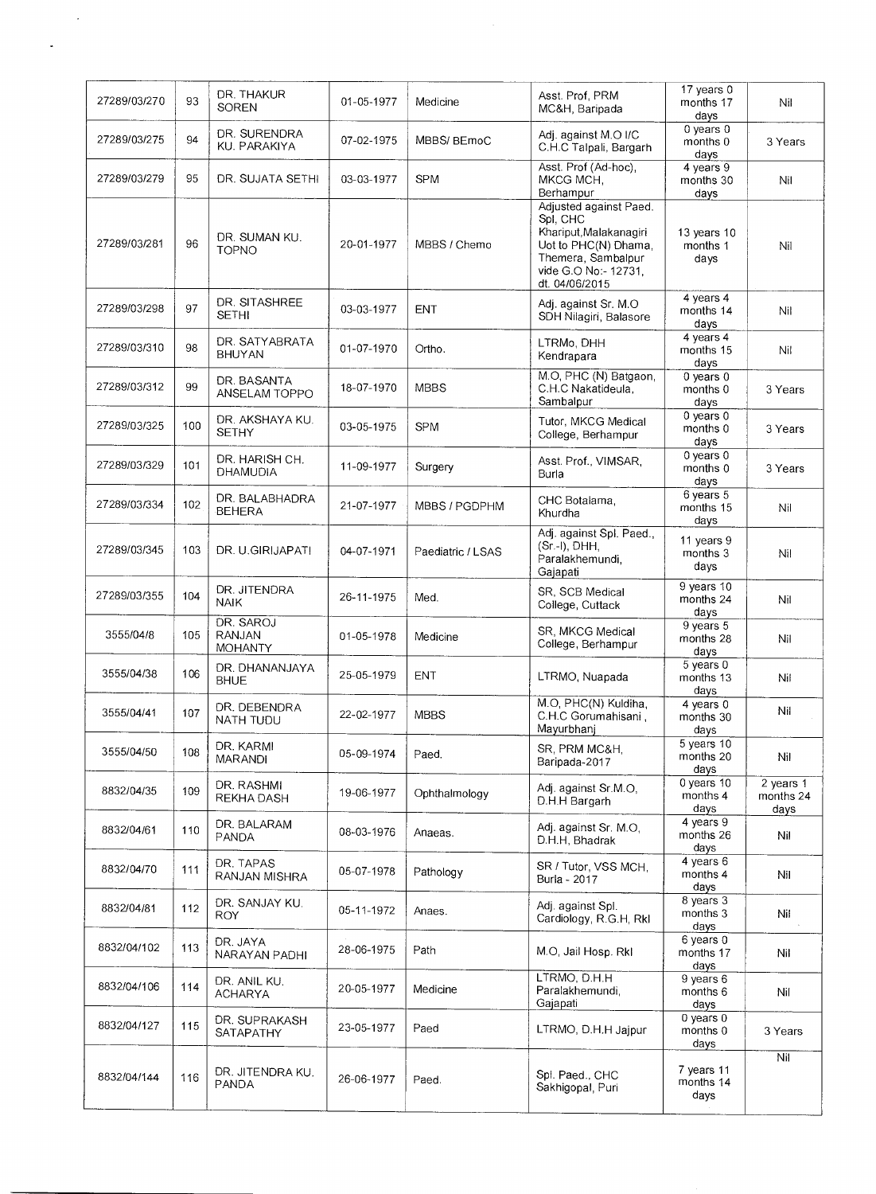| | | | | | | | |
|---|---|---|---|---|---|---|---|
| 27289/03/270 | 93 | DR. THAKUR SOREN | 01-05-1977 | Medicine | Asst. Prof, PRM MC&H, Baripada | 17 years 0 months 17 days | Nil |
| 27289/03/275 | 94 | DR. SURENDRA KU. PARAKIYA | 07-02-1975 | MBBS/ BEmoC | Adj. against M.O I/C C.H.C Talpali, Bargarh | 0 years 0 months 0 days | 3 Years |
| 27289/03/279 | 95 | DR. SUJATA SETHI | 03-03-1977 | SPM | Asst. Prof (Ad-hoc), MKCG MCH, Berhampur | 4 years 9 months 30 days | Nil |
| 27289/03/281 | 96 | DR. SUMAN KU. TOPNO | 20-01-1977 | MBBS / Chemo | Adjusted against Paed. Spl, CHC Khariput,Malakanagiri Uot to PHC(N) Dhama, Themera, Sambalpur vide G.O No:- 12731, dt. 04/06/2015 | 13 years 10 months 1 days | Nil |
| 27289/03/298 | 97 | DR. SITASHREE SETHI | 03-03-1977 | ENT | Adj. against Sr. M.O SDH Nilagiri, Balasore | 4 years 4 months 14 days | Nil |
| 27289/03/310 | 98 | DR. SATYABRATA BHUYAN | 01-07-1970 | Ortho. | LTRMo, DHH Kendrapara | 4 years 4 months 15 days | Nil |
| 27289/03/312 | 99 | DR. BASANTA ANSELAM TOPPO | 18-07-1970 | MBBS | M.O, PHC (N) Batgaon, C.H.C Nakatideula, Sambalpur | 0 years 0 months 0 days | 3 Years |
| 27289/03/325 | 100 | DR. AKSHAYA KU. SETHY | 03-05-1975 | SPM | Tutor, MKCG Medical College, Berhampur | 0 years 0 months 0 days | 3 Years |
| 27289/03/329 | 101 | DR. HARISH CH. DHAMUDIA | 11-09-1977 | Surgery | Asst. Prof., VIMSAR, Burla | 0 years 0 months 0 days | 3 Years |
| 27289/03/334 | 102 | DR. BALABHADRA BEHERA | 21-07-1977 | MBBS / PGDPHM | CHC Botalama, Khurdha | 6 years 5 months 15 days | Nil |
| 27289/03/345 | 103 | DR. U.GIRIJAPATI | 04-07-1971 | Paediatric / LSAS | Adj. against Spl. Paed., (Sr.-I), DHH, Paralakhemundi, Gajapati | 11 years 9 months 3 days | Nil |
| 27289/03/355 | 104 | DR. JITENDRA NAIK | 26-11-1975 | Med. | SR, SCB Medical College, Cuttack | 9 years 10 months 24 days | Nil |
| 3555/04/8 | 105 | DR. SAROJ RANJAN MOHANTY | 01-05-1978 | Medicine | SR, MKCG Medical College, Berhampur | 9 years 5 months 28 days | Nil |
| 3555/04/38 | 106 | DR. DHANANJAYA BHUE | 25-05-1979 | ENT | LTRMO, Nuapada | 5 years 0 months 13 days | Nil |
| 3555/04/41 | 107 | DR. DEBENDRA NATH TUDU | 22-02-1977 | MBBS | M.O, PHC(N) Kuldiha, C.H.C Gorumahisani , Mayurbhanj | 4 years 0 months 30 days | Nil |
| 3555/04/50 | 108 | DR. KARMI MARANDI | 05-09-1974 | Paed. | SR, PRM MC&H, Baripada-2017 | 5 years 10 months 20 days | Nil |
| 8832/04/35 | 109 | DR. RASHMI REKHA DASH | 19-06-1977 | Ophthalmology | Adj. against Sr.M.O, D.H.H Bargarh | 0 years 10 months 4 days | 2 years 1 months 24 days |
| 8832/04/61 | 110 | DR. BALARAM PANDA | 08-03-1976 | Anaeas. | Adj. against Sr. M.O, D.H.H, Bhadrak | 4 years 9 months 26 days | Nil |
| 8832/04/70 | 111 | DR. TAPAS RANJAN MISHRA | 05-07-1978 | Pathology | SR / Tutor, VSS MCH, Burla - 2017 | 4 years 6 months 4 days | Nil |
| 8832/04/81 | 112 | DR. SANJAY KU. ROY | 05-11-1972 | Anaes. | Adj. against Spl. Cardiology, R.G.H, Rkl | 8 years 3 months 3 days | Nil |
| 8832/04/102 | 113 | DR. JAYA NARAYAN PADHI | 28-06-1975 | Path | M.O, Jail Hosp. Rkl | 6 years 0 months 17 days | Nil |
| 8832/04/106 | 114 | DR. ANIL KU. ACHARYA | 20-05-1977 | Medicine | LTRMO, D.H.H Paralakhemundi, Gajapati | 9 years 6 months 6 days | Nil |
| 8832/04/127 | 115 | DR. SUPRAKASH SATAPATHY | 23-05-1977 | Paed | LTRMO, D.H.H Jajpur | 0 years 0 months 0 days | 3 Years |
| 8832/04/144 | 116 | DR. JITENDRA KU. PANDA | 26-06-1977 | Paed. | Spl. Paed., CHC Sakhigopal, Puri | 7 years 11 months 14 days | Nil |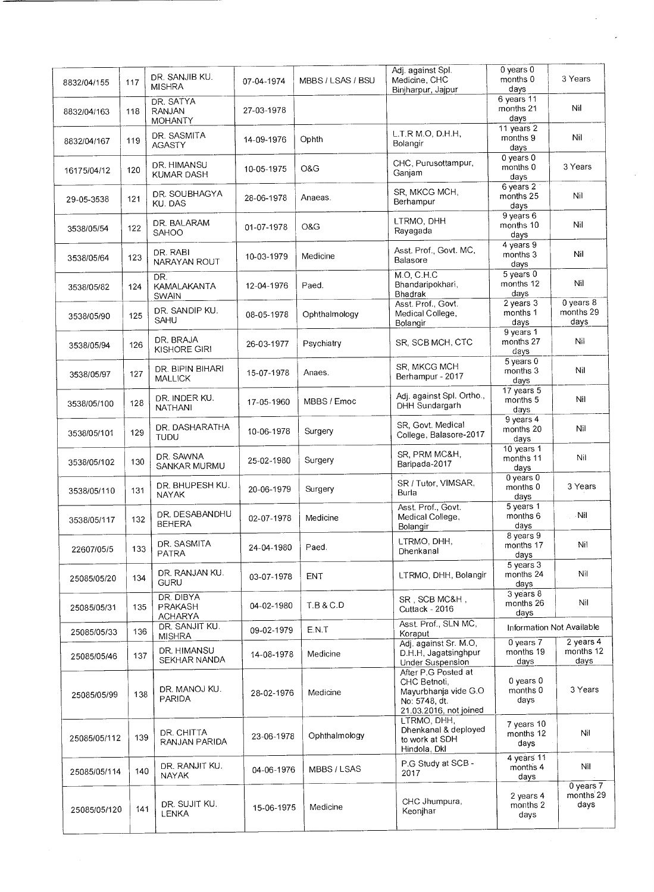| | | | | | | | |
|---|---|---|---|---|---|---|---|
| 8832/04/155 | 117 | DR. SANJIB KU. MISHRA | 07-04-1974 | MBBS / LSAS / BSU | Adj. against Spl. Medicine, CHC Binjharpur, Jajpur | 0 years 0 months 0 days | 3 Years |
| 8832/04/163 | 118 | DR. SATYA RANJAN MOHANTY | 27-03-1978 | | | 6 years 11 months 21 days | Nil |
| 8832/04/167 | 119 | DR. SASMITA AGASTY | 14-09-1976 | Ophth | L.T.R M.O, D.H.H, Bolangir | 11 years 2 months 9 days | Nil |
| 16175/04/12 | 120 | DR. HIMANSU KUMAR DASH | 10-05-1975 | O&G | CHC, Purusottampur, Ganjam | 0 years 0 months 0 days | 3 Years |
| 29-05-3538 | 121 | DR. SOUBHAGYA KU. DAS | 28-06-1978 | Anaeas. | SR, MKCG MCH, Berhampur | 6 years 2 months 25 days | Nil |
| 3538/05/54 | 122 | DR. BALARAM SAHOO | 01-07-1978 | O&G | LTRMO, DHH Rayagada | 9 years 6 months 10 days | Nil |
| 3538/05/64 | 123 | DR. RABI NARAYAN ROUT | 10-03-1979 | Medicine | Asst. Prof., Govt. MC, Balasore | 4 years 9 months 3 days | Nil |
| 3538/05/82 | 124 | DR. KAMALAKANTA SWAIN | 12-04-1976 | Paed. | M.O, C.H.C Bhandaripokhari, Bhadrak | 5 years 0 months 12 days | Nil |
| 3538/05/90 | 125 | DR. SANDIP KU. SAHU | 08-05-1978 | Ophthalmology | Asst. Prof., Govt. Medical College, Bolangir | 2 years 3 months 1 days | 0 years 8 months 29 days |
| 3538/05/94 | 126 | DR. BRAJA KISHORE GIRI | 26-03-1977 | Psychiatry | SR, SCB MCH, CTC | 9 years 1 months 27 days | Nil |
| 3538/05/97 | 127 | DR. BIPIN BIHARI MALLICK | 15-07-1978 | Anaes. | SR, MKCG MCH Berhampur - 2017 | 5 years 0 months 3 days | Nil |
| 3538/05/100 | 128 | DR. INDER KU. NATHANI | 17-05-1960 | MBBS / Emoc | Adj. against Spl. Ortho., DHH Sundargarh | 17 years 5 months 5 days | Nil |
| 3538/05/101 | 129 | DR. DASHARATHA TUDU | 10-06-1978 | Surgery | SR, Govt. Medical College, Balasore-2017 | 9 years 4 months 20 days | Nil |
| 3538/05/102 | 130 | DR. SAWNA SANKAR MURMU | 25-02-1980 | Surgery | SR, PRM MC&H, Baripada-2017 | 10 years 1 months 11 days | Nil |
| 3538/05/110 | 131 | DR. BHUPESH KU. NAYAK | 20-06-1979 | Surgery | SR / Tutor, VIMSAR, Burla | 0 years 0 months 0 days | 3 Years |
| 3538/05/117 | 132 | DR. DESABANDHU BEHERA | 02-07-1978 | Medicine | Asst. Prof., Govt. Medical College, Bolangir | 5 years 1 months 6 days | Nil |
| 22607/05/5 | 133 | DR. SASMITA PATRA | 24-04-1980 | Paed. | LTRMO, DHH, Dhenkanal | 8 years 9 months 17 days | Nil |
| 25085/05/20 | 134 | DR. RANJAN KU. GURU | 03-07-1978 | ENT | LTRMO, DHH, Bolangir | 5 years 3 months 24 days | Nil |
| 25085/05/31 | 135 | DR. DIBYA PRAKASH ACHARYA | 04-02-1980 | T.B & C.D | SR , SCB MC&H , Cuttack - 2016 | 3 years 8 months 26 days | Nil |
| 25085/05/33 | 136 | DR. SANJIT KU. MISHRA | 09-02-1979 | E.N.T | Asst. Prof., SLN MC, Koraput | Information Not Available | |
| 25085/05/46 | 137 | DR. HIMANSU SEKHAR NANDA | 14-08-1978 | Medicine | Adj. against Sr. M.O, D.H.H, Jagatsinghpur Under Suspension | 0 years 7 months 19 days | 2 years 4 months 12 days |
| 25085/05/99 | 138 | DR. MANOJ KU. PARIDA | 28-02-1976 | Medicine | After P.G Posted at CHC Betnoti, Mayurbhanja vide G.O No: 5748, dt. 21.03.2016, not joined | 0 years 0 months 0 days | 3 Years |
| 25085/05/112 | 139 | DR. CHITTA RANJAN PARIDA | 23-06-1978 | Ophthalmology | LTRMO, DHH, Dhenkanal & deployed to work at SDH Hindola, Dkl | 7 years 10 months 12 days | Nil |
| 25085/05/114 | 140 | DR. RANJIT KU. NAYAK | 04-06-1976 | MBBS / LSAS | P.G Study at SCB - 2017 | 4 years 11 months 4 days | Nil |
| 25085/05/120 | 141 | DR. SUJIT KU. LENKA | 15-06-1975 | Medicine | CHC Jhumpura, Keonjhar | 2 years 4 months 2 days | 0 years 7 months 29 days |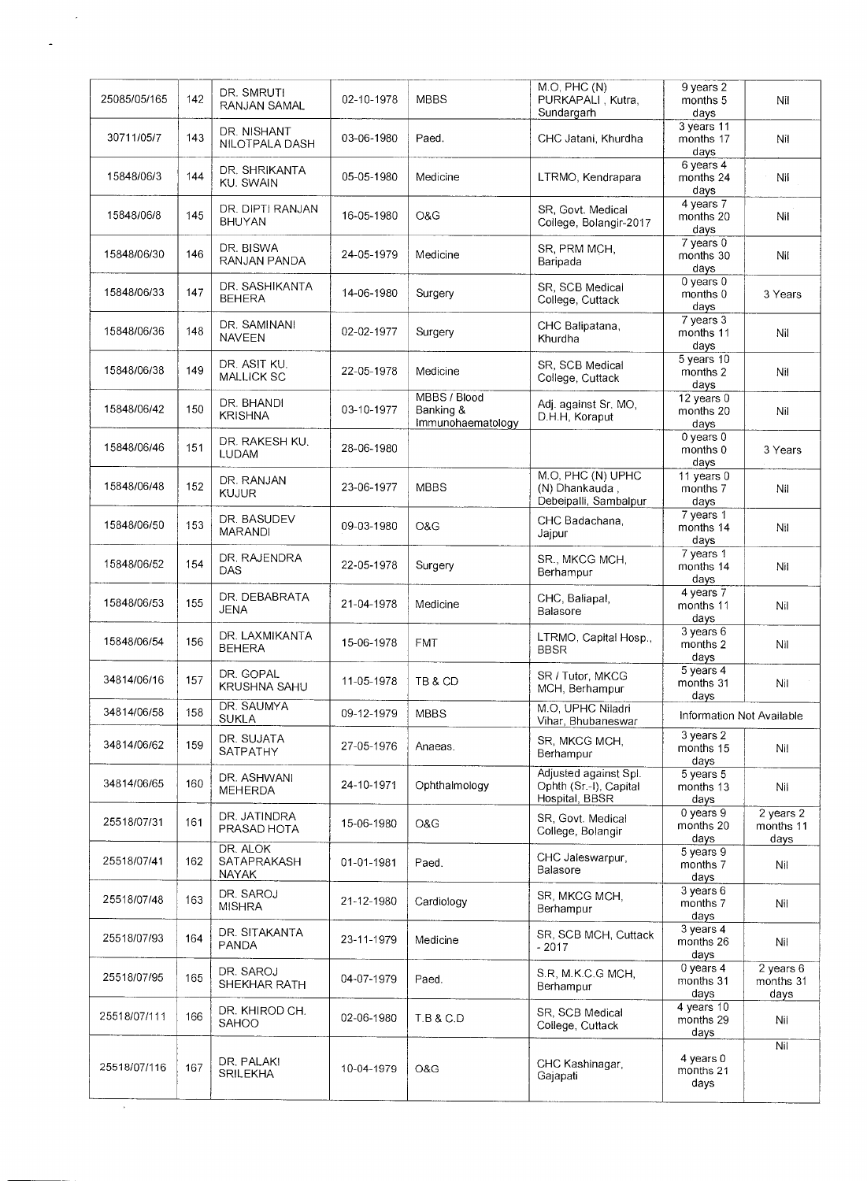| | | | | | | | |
|---|---|---|---|---|---|---|---|
| 25085/05/165 | 142 | DR. SMRUTI RANJAN SAMAL | 02-10-1978 | MBBS | M.O, PHC (N) PURKAPALI , Kutra, Sundargarh | 9 years 2 months 5 days | Nil |
| 30711/05/7 | 143 | DR. NISHANT NILOTPALA DASH | 03-06-1980 | Paed. | CHC Jatani, Khurdha | 3 years 11 months 17 days | Nil |
| 15848/06/3 | 144 | DR. SHRIKANTA KU. SWAIN | 05-05-1980 | Medicine | LTRMO, Kendrapara | 6 years 4 months 24 days | Nil |
| 15848/06/8 | 145 | DR. DIPTI RANJAN BHUYAN | 16-05-1980 | O&G | SR, Govt. Medical College, Bolangir-2017 | 4 years 7 months 20 days | Nil |
| 15848/06/30 | 146 | DR. BISWA RANJAN PANDA | 24-05-1979 | Medicine | SR, PRM MCH, Baripada | 7 years 0 months 30 days | Nil |
| 15848/06/33 | 147 | DR. SASHIKANTA BEHERA | 14-06-1980 | Surgery | SR, SCB Medical College, Cuttack | 0 years 0 months 0 days | 3 Years |
| 15848/06/36 | 148 | DR. SAMINANI NAVEEN | 02-02-1977 | Surgery | CHC Balipatana, Khurdha | 7 years 3 months 11 days | Nil |
| 15848/06/38 | 149 | DR. ASIT KU. MALLICK SC | 22-05-1978 | Medicine | SR, SCB Medical College, Cuttack | 5 years 10 months 2 days | Nil |
| 15848/06/42 | 150 | DR. BHANDI KRISHNA | 03-10-1977 | MBBS / Blood Banking & Immunohaematology | Adj. against Sr. MO, D.H.H, Koraput | 12 years 0 months 20 days | Nil |
| 15848/06/46 | 151 | DR. RAKESH KU. LUDAM | 28-06-1980 | | | 0 years 0 months 0 days | 3 Years |
| 15848/06/48 | 152 | DR. RANJAN KUJUR | 23-06-1977 | MBBS | M.O, PHC (N) UPHC (N) Dhankauda , Debeipalli, Sambalpur | 11 years 0 months 7 days | Nil |
| 15848/06/50 | 153 | DR. BASUDEV MARANDI | 09-03-1980 | O&G | CHC Badachana, Jajpur | 7 years 1 months 14 days | Nil |
| 15848/06/52 | 154 | DR. RAJENDRA DAS | 22-05-1978 | Surgery | SR., MKCG MCH, Berhampur | 7 years 1 months 14 days | Nil |
| 15848/06/53 | 155 | DR. DEBABRATA JENA | 21-04-1978 | Medicine | CHC, Baliapal, Balasore | 4 years 7 months 11 days | Nil |
| 15848/06/54 | 156 | DR. LAXMIKANTA BEHERA | 15-06-1978 | FMT | LTRMO, Capital Hosp., BBSR | 3 years 6 months 2 days | Nil |
| 34814/06/16 | 157 | DR. GOPAL KRUSHNA SAHU | 11-05-1978 | TB & CD | SR / Tutor, MKCG MCH, Berhampur | 5 years 4 months 31 days | Nil |
| 34814/06/58 | 158 | DR. SAUMYA SUKLA | 09-12-1979 | MBBS | M.O, UPHC Niladri Vihar, Bhubaneswar | Information Not Available | |
| 34814/06/62 | 159 | DR. SUJATA SATPATHY | 27-05-1976 | Anaeas. | SR, MKCG MCH, Berhampur | 3 years 2 months 15 days | Nil |
| 34814/06/65 | 160 | DR. ASHWANI MEHERDA | 24-10-1971 | Ophthalmology | Adjusted against Spl. Ophth (Sr.-I), Capital Hospital, BBSR | 5 years 5 months 13 days | Nil |
| 25518/07/31 | 161 | DR. JATINDRA PRASAD HOTA | 15-06-1980 | O&G | SR, Govt. Medical College, Bolangir | 0 years 9 months 20 days | 2 years 2 months 11 days |
| 25518/07/41 | 162 | DR. ALOK SATAPRAKASH NAYAK | 01-01-1981 | Paed. | CHC Jaleswarpur, Balasore | 5 years 9 months 7 days | Nil |
| 25518/07/48 | 163 | DR. SAROJ MISHRA | 21-12-1980 | Cardiology | SR, MKCG MCH, Berhampur | 3 years 6 months 7 days | Nil |
| 25518/07/93 | 164 | DR. SITAKANTA PANDA | 23-11-1979 | Medicine | SR, SCB MCH, Cuttack - 2017 | 3 years 4 months 26 days | Nil |
| 25518/07/95 | 165 | DR. SAROJ SHEKHAR RATH | 04-07-1979 | Paed. | S.R, M.K.C.G MCH, Berhampur | 0 years 4 months 31 days | 2 years 6 months 31 days |
| 25518/07/111 | 166 | DR. KHIROD CH. SAHOO | 02-06-1980 | T.B & C.D | SR, SCB Medical College, Cuttack | 4 years 10 months 29 days | Nil |
| 25518/07/116 | 167 | DR. PALAKI SRILEKHA | 10-04-1979 | O&G | CHC Kashinagar, Gajapati | 4 years 0 months 21 days | Nil |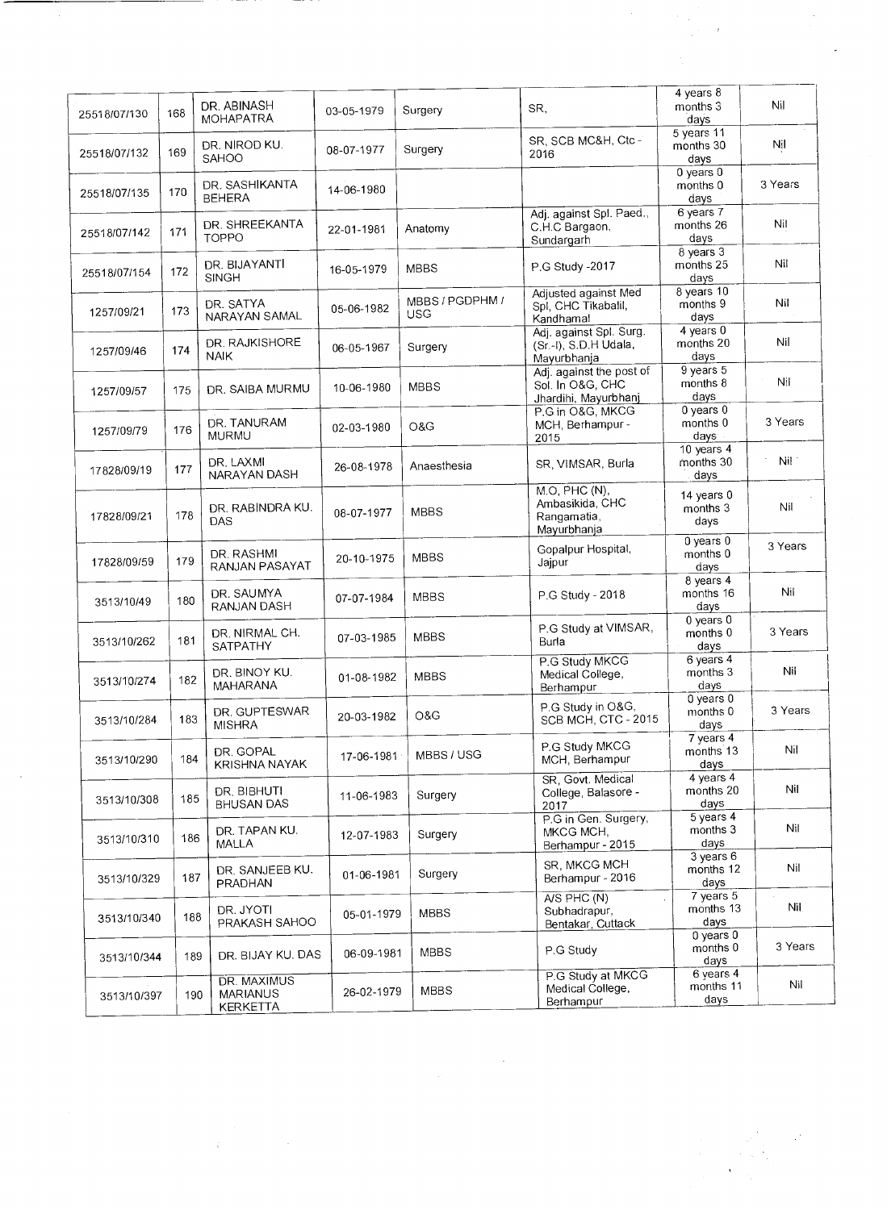| | | | | | | | |
|---|---|---|---|---|---|---|---|
| 25518/07/130 | 168 | DR. ABINASH MOHAPATRA | 03-05-1979 | Surgery | SR, | 4 years 8 months 3 days | Nil |
| 25518/07/132 | 169 | DR. NIROD KU. SAHOO | 08-07-1977 | Surgery | SR, SCB MC&H, Ctc - 2016 | 5 years 11 months 30 days | Nil |
| 25518/07/135 | 170 | DR. SASHIKANTA BEHERA | 14-06-1980 | | | 0 years 0 months 0 days | 3 Years |
| 25518/07/142 | 171 | DR. SHREEKANTA TOPPO | 22-01-1981 | Anatomy | Adj. against Spl. Paed., C.H.C Bargaon, Sundargarh | 6 years 7 months 26 days | Nil |
| 25518/07/154 | 172 | DR. BIJAYANTI SINGH | 16-05-1979 | MBBS | P.G Study -2017 | 8 years 3 months 25 days | Nil |
| 1257/09/21 | 173 | DR. SATYA NARAYAN SAMAL | 05-06-1982 | MBBS / PGDPHM / USG | Adjusted against Med Spl, CHC Tikabalil, Kandhamal | 8 years 10 months 9 days | Nil |
| 1257/09/46 | 174 | DR. RAJKISHORE NAIK | 06-05-1967 | Surgery | Adj. against Spl. Surg. (Sr.-I), S.D.H Udala, Mayurbhanja | 4 years 0 months 20 days | Nil |
| 1257/09/57 | 175 | DR. SAIBA MURMU | 10-06-1980 | MBBS | Adj. against the post of Sol. In O&G, CHC Jhardihi, Mayurbhanj | 9 years 5 months 8 days | Nil |
| 1257/09/79 | 176 | DR. TANURAM MURMU | 02-03-1980 | O&G | P.G in O&G, MKCG MCH, Berhampur - 2015 | 0 years 0 months 0 days | 3 Years |
| 17828/09/19 | 177 | DR. LAXMI NARAYAN DASH | 26-08-1978 | Anaesthesia | SR, VIMSAR, Burla | 10 years 4 months 30 days | Nil |
| 17828/09/21 | 178 | DR. RABINDRA KU. DAS | 08-07-1977 | MBBS | M.O, PHC (N), Ambasikida, CHC Rangamatia, Mayurbhanja | 14 years 0 months 3 days | Nil |
| 17828/09/59 | 179 | DR. RASHMI RANJAN PASAYAT | 20-10-1975 | MBBS | Gopalpur Hospital, Jajpur | 0 years 0 months 0 days | 3 Years |
| 3513/10/49 | 180 | DR. SAUMYA RANJAN DASH | 07-07-1984 | MBBS | P.G Study - 2018 | 8 years 4 months 16 days | Nil |
| 3513/10/262 | 181 | DR. NIRMAL CH. SATPATHY | 07-03-1985 | MBBS | P.G Study at VIMSAR, Burla | 0 years 0 months 0 days | 3 Years |
| 3513/10/274 | 182 | DR. BINOY KU. MAHARANA | 01-08-1982 | MBBS | P.G Study MKCG Medical College, Berhampur | 6 years 4 months 3 days | Nil |
| 3513/10/284 | 183 | DR. GUPTESWAR MISHRA | 20-03-1982 | O&G | P.G Study in O&G, SCB MCH, CTC - 2015 | 0 years 0 months 0 days | 3 Years |
| 3513/10/290 | 184 | DR. GOPAL KRISHNA NAYAK | 17-06-1981 | MBBS / USG | P.G Study MKCG MCH, Berhampur | 7 years 4 months 13 days | Nil |
| 3513/10/308 | 185 | DR. BIBHUTI BHUSAN DAS | 11-06-1983 | Surgery | SR, Govt. Medical College, Balasore - 2017 | 4 years 4 months 20 days | Nil |
| 3513/10/310 | 186 | DR. TAPAN KU. MALLA | 12-07-1983 | Surgery | P.G in Gen. Surgery, MKCG MCH, Berhampur - 2015 | 5 years 4 months 3 days | Nil |
| 3513/10/329 | 187 | DR. SANJEEB KU. PRADHAN | 01-06-1981 | Surgery | SR, MKCG MCH Berhampur - 2016 | 3 years 6 months 12 days | Nil |
| 3513/10/340 | 188 | DR. JYOTI PRAKASH SAHOO | 05-01-1979 | MBBS | A/S PHC (N) Subhadrapur, Bentakar, Cuttack | 7 years 5 months 13 days | Nil |
| 3513/10/344 | 189 | DR. BIJAY KU. DAS | 06-09-1981 | MBBS | P.G Study | 0 years 0 months 0 days | 3 Years |
| 3513/10/397 | 190 | DR. MAXIMUS MARIANUS KERKETTA | 26-02-1979 | MBBS | P.G Study at MKCG Medical College, Berhampur | 6 years 4 months 11 days | Nil |